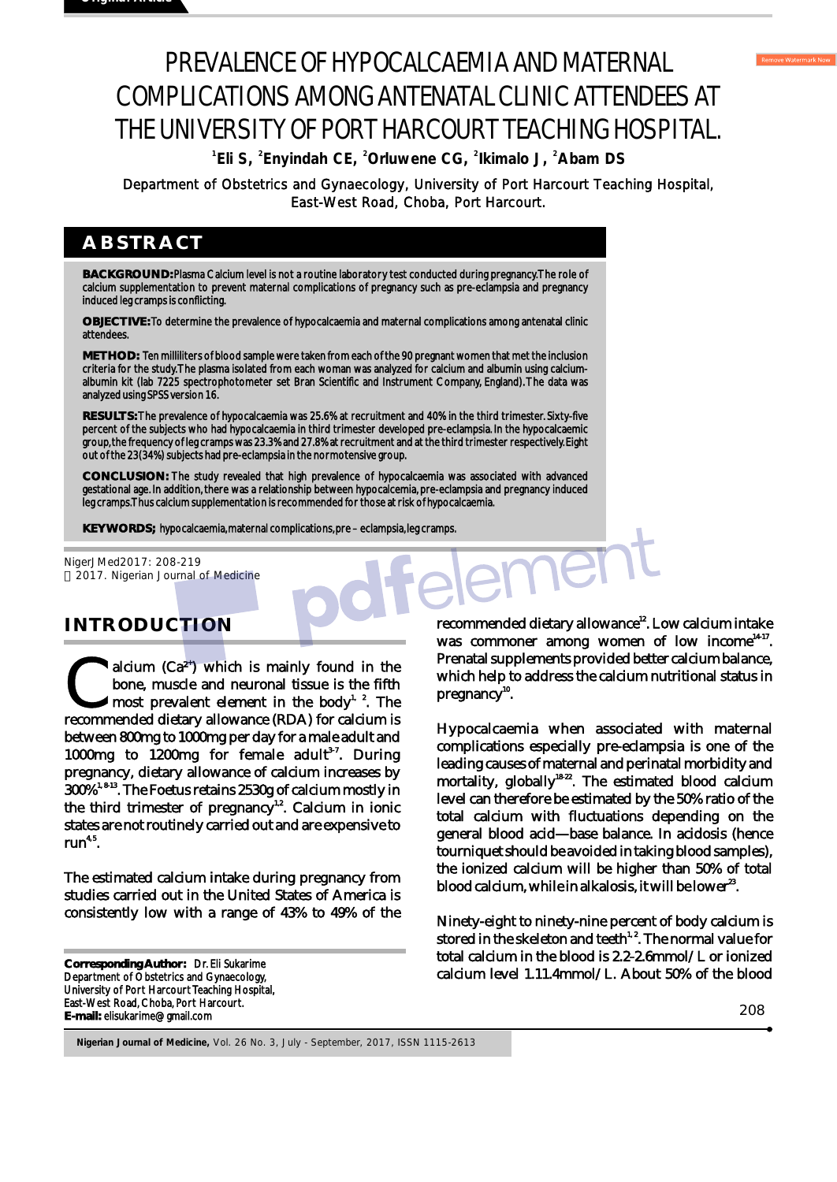# PREVALENCE OF HYPOCALCAEMIA AND MATERNAL COMPLICATIONS AMONG ANTENATAL CLINIC ATTENDEES AT THE UNIVERSITY OF PORT HARCOURT TEACHING HOSPITAL.

[1]**Eli S,** [2]**Enyindah CE,** [2]**Orluwene CG,** [2]**Ikimalo J,** [2]**Abam DS**

Department of Obstetrics and Gynaecology, University of Port Harcourt Teaching Hospital, East-West Road, Choba, Port Harcourt.

## ABSTRACT

**BACKGROUND:** Plasma Calcium level is not a routine laboratory test conducted during pregnancy. The role of calcium supplementation to prevent maternal complications of pregnancy such as pre-eclampsia and pregnancy induced leg cramps is conflicting.

**OBJECTIVE:** To determine the prevalence of hypocalcaemia and maternal complications among antenatal clinic attendees.

**METHOD:** Ten milliliters of blood sample were taken from each of the 90 pregnant women that met the inclusion criteria for the study. The plasma isolated from each woman was analyzed for calcium and albumin using calcium-albumin kit (lab 7225 spectrophotometer set Bran Scientific and Instrument Company, England). The data was analyzed using SPSS version 16.

**RESULTS:** The prevalence of hypocalcaemia was 25.6% at recruitment and 40% in the third trimester. Sixty-five percent of the subjects who had hypocalcaemia in third trimester developed pre-eclampsia. In the hypocalcaemic group, the frequency of leg cramps was 23.3% and 27.8% at recruitment and at the third trimester respectively. Eight out of the 23 (34%) subjects had pre-eclampsia in the normotensive group.

**CONCLUSION:** The study revealed that high prevalence of hypocalcaemia was associated with advanced gestational age. In addition, there was a relationship between hypocalcaemia, pre-eclampsia and pregnancy induced leg cramps. Thus calcium supplementation is recommended for those at risk of hypocalcaemia.

**KEYWORDS;** hypocalcaemia, maternal complications, pre – eclampsia, leg cramps.

NigerJ Med2017: 208-219
 2017. Nigerian Journal of Medicine

## INTRODUCTION

Calcium ($Ca^{2+}$) which is mainly found in the bone, muscle and neuronal tissue is the fifth most prevalent element in the body[1, 2]. The recommended dietary allowance (RDA) for calcium is between 800mg to 1000mg per day for a male adult and 1000mg to 1200mg for female adult[3-7]. During pregnancy, dietary allowance of calcium increases by 300%[1, 8-13]. The Foetus retains 2530g of calcium mostly in the third trimester of pregnancy[1,2]. Calcium in ionic states are not routinely carried out and are expensive to run[4,5].

The estimated calcium intake during pregnancy from studies carried out in the United States of America is consistently low with a range of 43% to 49% of the recommended dietary allowance[12]. Low calcium intake was commoner among women of low income[14-17]. Prenatal supplements provided better calcium balance, which help to address the calcium nutritional status in pregnancy[10].

Hypocalcaemia when associated with maternal complications especially pre-eclampsia is one of the leading causes of maternal and perinatal morbidity and mortality, globally[18-22]. The estimated blood calcium level can therefore be estimated by the 50% ratio of the total calcium with fluctuations depending on the general blood acid—base balance. In acidosis (hence tourniquet should be avoided in taking blood samples), the ionized calcium will be higher than 50% of total blood calcium, while in alkalosis, it will be lower[23].

Ninety-eight to ninety-nine percent of body calcium is stored in the skeleton and teeth[1,2]. The normal value for total calcium in the blood is 2.2-2.6mmol/L or ionized calcium level 1.11.4mmol/L. About 50% of the blood

**Corresponding Author:** Dr. Eli Sukarime
Department of Obstetrics and Gynaecology,
University of Port Harcourt Teaching Hospital,
East-West Road, Choba, Port Harcourt.
**E-mail:** elisukarime@gmail.com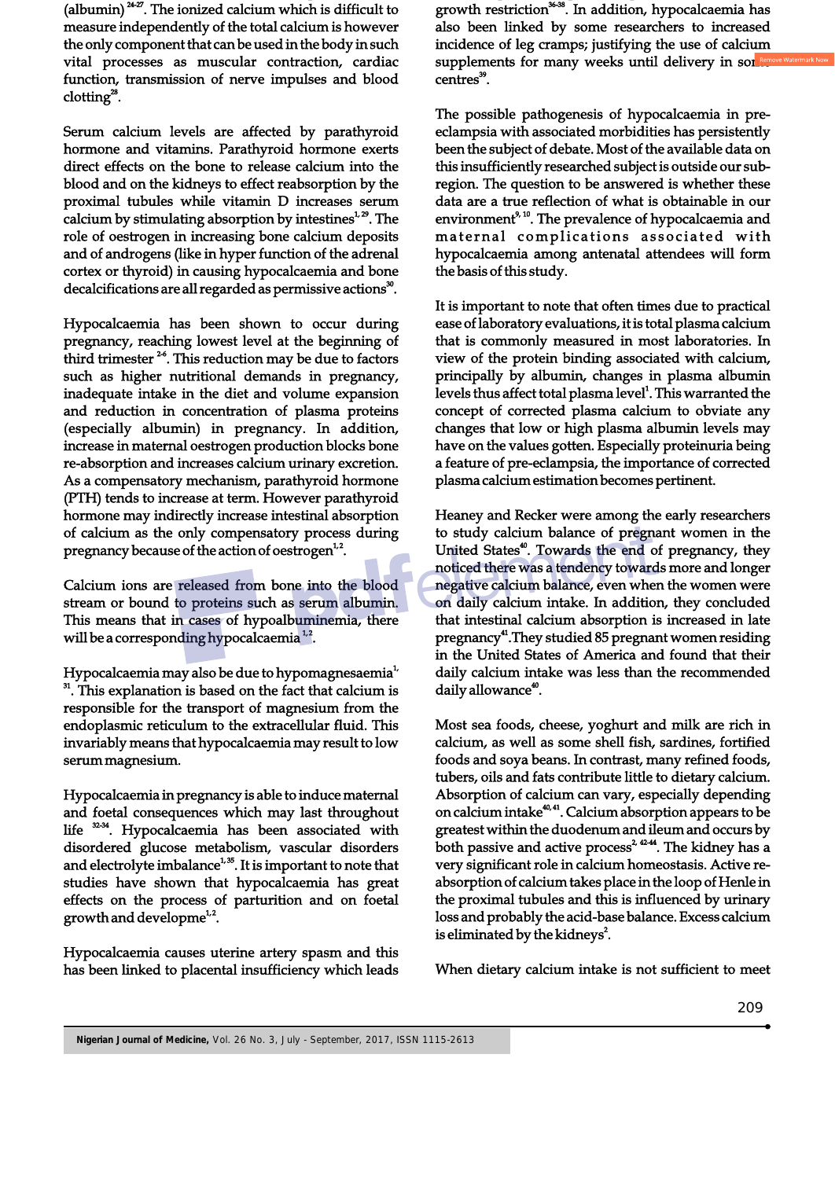(albumin) [24-27]. The ionized calcium which is difficult to measure independently of the total calcium is however the only component that can be used in the body in such vital processes as muscular contraction, cardiac function, transmission of nerve impulses and blood clotting[28].

Serum calcium levels are affected by parathyroid hormone and vitamins. Parathyroid hormone exerts direct effects on the bone to release calcium into the blood and on the kidneys to effect reabsorption by the proximal tubules while vitamin D increases serum calcium by stimulating absorption by intestines[1, 29]. The role of oestrogen in increasing bone calcium deposits and of androgens (like in hyper function of the adrenal cortex or thyroid) in causing hypocalcaemia and bone decalcifications are all regarded as permissive actions[30].

Hypocalcaemia has been shown to occur during pregnancy, reaching lowest level at the beginning of third trimester [2-6]. This reduction may be due to factors such as higher nutritional demands in pregnancy, inadequate intake in the diet and volume expansion and reduction in concentration of plasma proteins (especially albumin) in pregnancy. In addition, increase in maternal oestrogen production blocks bone re-absorption and increases calcium urinary excretion. As a compensatory mechanism, parathyroid hormone (PTH) tends to increase at term. However parathyroid hormone may indirectly increase intestinal absorption of calcium as the only compensatory process during pregnancy because of the action of oestrogen[1,2].

Calcium ions are released from bone into the blood stream or bound to proteins such as serum albumin. This means that in cases of hypoalbuminemia, there will be a corresponding hypocalcaemia [1,2].

Hypocalcaemia may also be due to hypomagnesaemia[1, 31]. This explanation is based on the fact that calcium is responsible for the transport of magnesium from the endoplasmic reticulum to the extracellular fluid. This invariably means that hypocalcaemia may result to low serum magnesium.

Hypocalcaemia in pregnancy is able to induce maternal and foetal consequences which may last throughout life [32-34]. Hypocalcaemia has been associated with disordered glucose metabolism, vascular disorders and electrolyte imbalance[1, 35]. It is important to note that studies have shown that hypocalcaemia has great effects on the process of parturition and on foetal growth and developme[1, 2].

Hypocalcaemia causes uterine artery spasm and this has been linked to placental insufficiency which leads growth restriction[36-38]. In addition, hypocalcaemia has also been linked by some researchers to increased incidence of leg cramps; justifying the use of calcium supplements for many weeks until delivery in some centres[39].

The possible pathogenesis of hypocalcaemia in pre-eclampsia with associated morbidities has persistently been the subject of debate. Most of the available data on this insufficiently researched subject is outside our sub-region. The question to be answered is whether these data are a true reflection of what is obtainable in our environment[9, 10]. The prevalence of hypocalcaemia and maternal complications associated with hypocalcaemia among antenatal attendees will form the basis of this study.

It is important to note that often times due to practical ease of laboratory evaluations, it is total plasma calcium that is commonly measured in most laboratories. In view of the protein binding associated with calcium, principally by albumin, changes in plasma albumin levels thus affect total plasma level[1]. This warranted the concept of corrected plasma calcium to obviate any changes that low or high plasma albumin levels may have on the values gotten. Especially proteinuria being a feature of pre-eclampsia, the importance of corrected plasma calcium estimation becomes pertinent.

Heaney and Recker were among the early researchers to study calcium balance of pregnant women in the United States[40]. Towards the end of pregnancy, they noticed there was a tendency towards more and longer negative calcium balance, even when the women were on daily calcium intake. In addition, they concluded that intestinal calcium absorption is increased in late pregnancy[41]. They studied 85 pregnant women residing in the United States of America and found that their daily calcium intake was less than the recommended daily allowance[40].

Most sea foods, cheese, yoghurt and milk are rich in calcium, as well as some shell fish, sardines, fortified foods and soya beans. In contrast, many refined foods, tubers, oils and fats contribute little to dietary calcium. Absorption of calcium can vary, especially depending on calcium intake[40, 41]. Calcium absorption appears to be greatest within the duodenum and ileum and occurs by both passive and active process[2, 42-44]. The kidney has a very significant role in calcium homeostasis. Active re-absorption of calcium takes place in the loop of Henle in the proximal tubules and this is influenced by urinary loss and probably the acid-base balance. Excess calcium is eliminated by the kidneys[2].

When dietary calcium intake is not sufficient to meet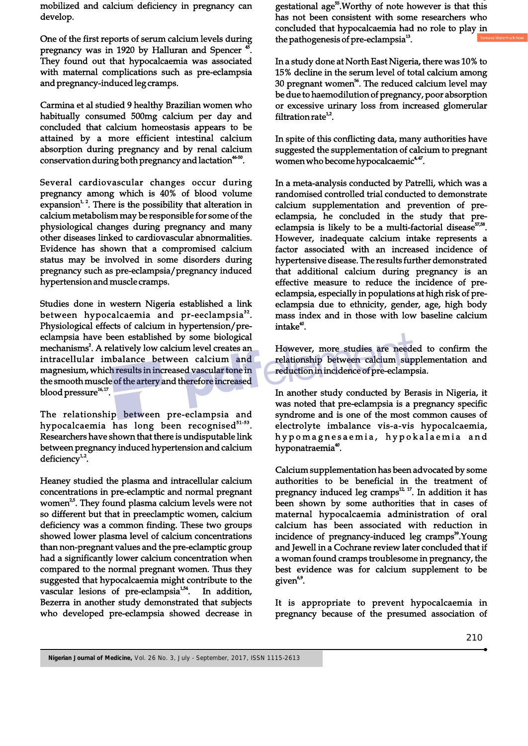mobilized and calcium deficiency in pregnancy can develop.

One of the first reports of serum calcium levels during pregnancy was in 1920 by Halluran and Spencer [45]. They found out that hypocalcaemia was associated with maternal complications such as pre-eclampsia and pregnancy-induced leg cramps.

Carmina et al studied 9 healthy Brazilian women who habitually consumed 500mg calcium per day and concluded that calcium homeostasis appears to be attained by a more efficient intestinal calcium absorption during pregnancy and by renal calcium conservation during both pregnancy and lactation[46-50].

Several cardiovascular changes occur during pregnancy among which is 40% of blood volume expansion[1, 2]. There is the possibility that alteration in calcium metabolism may be responsible for some of the physiological changes during pregnancy and many other diseases linked to cardiovascular abnormalities. Evidence has shown that a compromised calcium status may be involved in some disorders during pregnancy such as pre-eclampsia/pregnancy induced hypertension and muscle cramps.

Studies done in western Nigeria established a link between hypocalcaemia and pr-eeclampsia[32]. Physiological effects of calcium in hypertension/pre-eclampsia have been established by some biological mechanisms[2]. A relatively low calcium level creates an intracellular imbalance between calcium and magnesium, which results in increased vascular tone in the smooth muscle of the artery and therefore increased blood pressure[16,17].

The relationship between pre-eclampsia and hypocalcaemia has long been recognized[51-53]. Researchers have shown that there is undisputable link between pregnancy induced hypertension and calcium deficiency[1,2].

Heaney studied the plasma and intracellular calcium concentrations in pre-eclamptic and normal pregnant women[2,5]. They found plasma calcium levels were not so different but that in preeclamptic women, calcium deficiency was a common finding. These two groups showed lower plasma level of calcium concentrations than non-pregnant values and the pre-eclamptic group had a significantly lower calcium concentration when compared to the normal pregnant women. Thus they suggested that hypocalcaemia might contribute to the vascular lesions of pre-eclampsia[1,54]. In addition, Bezerra in another study demonstrated that subjects who developed pre-eclampsia showed decrease in gestational age[55]. Worthy of note however is that this has not been consistent with some researchers who concluded that hypocalcaemia had no role to play in the pathogenesis of pre-eclampsia[13].

In a study done at North East Nigeria, there was 10% to 15% decline in the serum level of total calcium among 30 pregnant women[56]. The reduced calcium level may be due to haemodilution of pregnancy, poor absorption or excessive urinary loss from increased glomerular filtration rate[1,2].

In spite of this conflicting data, many authorities have suggested the supplementation of calcium to pregnant women who become hypocalcaemic[4,47].

In a meta-analysis conducted by Patrelli, which was a randomised controlled trial conducted to demonstrate calcium supplementation and prevention of pre-eclampsia, he concluded in the study that pre-eclampsia is likely to be a multi-factorial disease[57,58]. However, inadequate calcium intake represents a factor associated with an increased incidence of hypertensive disease. The results further demonstrated that additional calcium during pregnancy is an effective measure to reduce the incidence of pre-eclampsia, especially in populations at high risk of pre-eclampsia due to ethnicity, gender, age, high body mass index and in those with low baseline calcium intake[40].

However, more studies are needed to confirm the relationship between calcium supplementation and reduction in incidence of pre-eclampsia.

In another study conducted by Berasis in Nigeria, it was noted that pre-eclampsia is a pregnancy specific syndrome and is one of the most common causes of electrolyte imbalance vis-a-vis hypocalcaemia, hypomagnesaemia, hypokalaemia and hyponatraemia[40].

Calcium supplementation has been advocated by some authorities to be beneficial in the treatment of pregnancy induced leg cramps[12, 17]. In addition it has been shown by some authorities that in cases of maternal hypocalcaemia administration of oral calcium has been associated with reduction in incidence of pregnancy-induced leg cramps[39]. Young and Jewell in a Cochrane review later concluded that if a woman found cramps troublesome in pregnancy, the best evidence was for calcium supplement to be given[6,9].

It is appropriate to prevent hypocalcaemia in pregnancy because of the presumed association of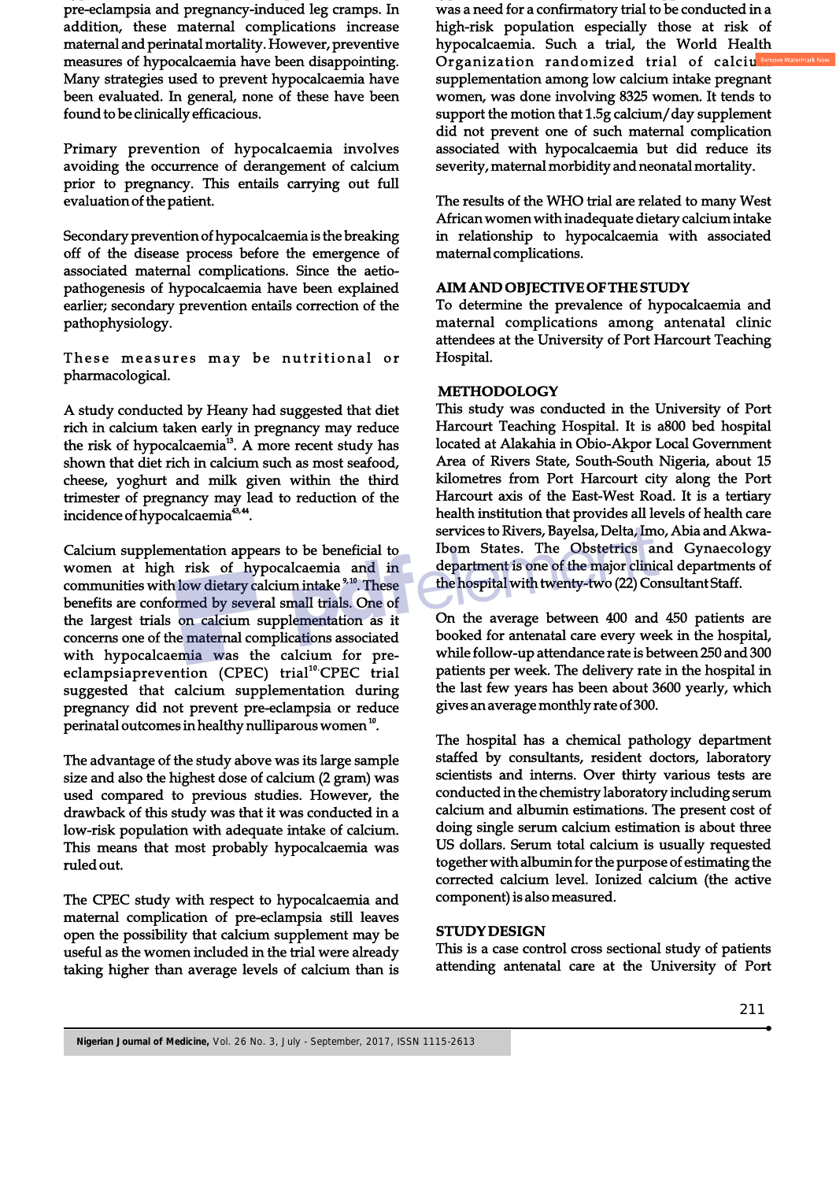pre-eclampsia and pregnancy-induced leg cramps. In addition, these maternal complications increase maternal and perinatal mortality. However, preventive measures of hypocalcaemia have been disappointing. Many strategies used to prevent hypocalcaemia have been evaluated. In general, none of these have been found to be clinically efficacious.

Primary prevention of hypocalcaemia involves avoiding the occurrence of derangement of calcium prior to pregnancy. This entails carrying out full evaluation of the patient.

Secondary prevention of hypocalcaemia is the breaking off of the disease process before the emergence of associated maternal complications. Since the aetio-pathogenesis of hypocalcaemia have been explained earlier; secondary prevention entails correction of the pathophysiology.

These measures may be nutritional or pharmacological.

A study conducted by Heany had suggested that diet rich in calcium taken early in pregnancy may reduce the risk of hypocalcaemia[13]. A more recent study has shown that diet rich in calcium such as most seafood, cheese, yoghurt and milk given within the third trimester of pregnancy may lead to reduction of the incidence of hypocalcaemia[43,44].

Calcium supplementation appears to be beneficial to women at high risk of hypocalcaemia and in communities with low dietary calcium intake[9,10]. These benefits are conformed by several small trials. One of the largest trials on calcium supplementation as it concerns one of the maternal complications associated with hypocalcaemia was the calcium for pre-eclampsiaprevention (CPEC) trial[10]. CPEC trial suggested that calcium supplementation during pregnancy did not prevent pre-eclampsia or reduce perinatal outcomes in healthy nulliparous women[10].

The advantage of the study above was its large sample size and also the highest dose of calcium (2 gram) was used compared to previous studies. However, the drawback of this study was that it was conducted in a low-risk population with adequate intake of calcium. This means that most probably hypocalcaemia was ruled out.

The CPEC study with respect to hypocalcaemia and maternal complication of pre-eclampsia still leaves open the possibility that calcium supplement may be useful as the women included in the trial were already taking higher than average levels of calcium than is was a need for a confirmatory trial to be conducted in a high-risk population especially those at risk of hypocalcaemia. Such a trial, the World Health Organization randomized trial of calcium supplementation among low calcium intake pregnant women, was done involving 8325 women. It tends to support the motion that 1.5g calcium/day supplement did not prevent one of such maternal complication associated with hypocalcaemia but did reduce its severity, maternal morbidity and neonatal mortality.

The results of the WHO trial are related to many West African women with inadequate dietary calcium intake in relationship to hypocalcaemia with associated maternal complications.

## AIM AND OBJECTIVE OF THE STUDY

To determine the prevalence of hypocalcaemia and maternal complications among antenatal clinic attendees at the University of Port Harcourt Teaching Hospital.

## METHODOLOGY

This study was conducted in the University of Port Harcourt Teaching Hospital. It is a800 bed hospital located at Alakahia in Obio-Akpor Local Government Area of Rivers State, South-South Nigeria, about 15 kilometres from Port Harcourt city along the Port Harcourt axis of the East-West Road. It is a tertiary health institution that provides all levels of health care services to Rivers, Bayelsa, Delta, Imo, Abia and Akwa-Ibom States. The Obstetrics and Gynaecology department is one of the major clinical departments of the hospital with twenty-two (22) Consultant Staff.

On the average between 400 and 450 patients are booked for antenatal care every week in the hospital, while follow-up attendance rate is between 250 and 300 patients per week. The delivery rate in the hospital in the last few years has been about 3600 yearly, which gives an average monthly rate of 300.

The hospital has a chemical pathology department staffed by consultants, resident doctors, laboratory scientists and interns. Over thirty various tests are conducted in the chemistry laboratory including serum calcium and albumin estimations. The present cost of doing single serum calcium estimation is about three US dollars. Serum total calcium is usually requested together with albumin for the purpose of estimating the corrected calcium level. Ionized calcium (the active component) is also measured.

## STUDY DESIGN

This is a case control cross sectional study of patients attending antenatal care at the University of Port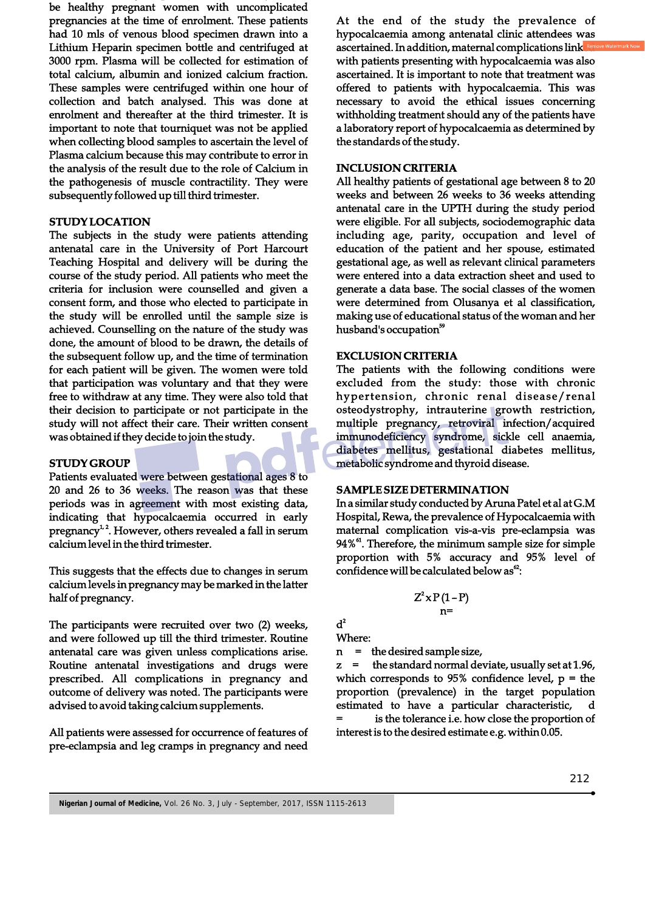be healthy pregnant women with uncomplicated pregnancies at the time of enrolment. These patients had 10 mls of venous blood specimen drawn into a Lithium Heparin specimen bottle and centrifuged at 3000 rpm. Plasma will be collected for estimation of total calcium, albumin and ionized calcium fraction. These samples were centrifuged within one hour of collection and batch analysed. This was done at enrolment and thereafter at the third trimester. It is important to note that tourniquet was not be applied when collecting blood samples to ascertain the level of Plasma calcium because this may contribute to error in the analysis of the result due to the role of Calcium in the pathogenesis of muscle contractility. They were subsequently followed up till third trimester.

## STUDY LOCATION

The subjects in the study were patients attending antenatal care in the University of Port Harcourt Teaching Hospital and delivery will be during the course of the study period. All patients who meet the criteria for inclusion were counselled and given a consent form, and those who elected to participate in the study will be enrolled until the sample size is achieved. Counselling on the nature of the study was done, the amount of blood to be drawn, the details of the subsequent follow up, and the time of termination for each patient will be given. The women were told that participation was voluntary and that they were free to withdraw at any time. They were also told that their decision to participate or not participate in the study will not affect their care. Their written consent was obtained if they decide to join the study.

## STUDY GROUP

Patients evaluated were between gestational ages 8 to 20 and 26 to 36 weeks. The reason was that these periods was in agreement with most existing data, indicating that hypocalcaemia occurred in early pregnancy[1,2]. However, others revealed a fall in serum calcium level in the third trimester.

This suggests that the effects due to changes in serum calcium levels in pregnancy may be marked in the latter half of pregnancy.

The participants were recruited over two (2) weeks, and were followed up till the third trimester. Routine antenatal care was given unless complications arise. Routine antenatal investigations and drugs were prescribed. All complications in pregnancy and outcome of delivery was noted. The participants were advised to avoid taking calcium supplements.

All patients were assessed for occurrence of features of pre-eclampsia and leg cramps in pregnancy and need

At the end of the study the prevalence of hypocalcaemia among antenatal clinic attendees was ascertained. In addition, maternal complications link with patients presenting with hypocalcaemia was also ascertained. It is important to note that treatment was offered to patients with hypocalcaemia. This was necessary to avoid the ethical issues concerning withholding treatment should any of the patients have a laboratory report of hypocalcaemia as determined by the standards of the study.

## INCLUSION CRITERIA

All healthy patients of gestational age between 8 to 20 weeks and between 26 weeks to 36 weeks attending antenatal care in the UPTH during the study period were eligible. For all subjects, sociodemographic data including age, parity, occupation and level of education of the patient and her spouse, estimated gestational age, as well as relevant clinical parameters were entered into a data extraction sheet and used to generate a data base. The social classes of the women were determined from Olusanya et al classification, making use of educational status of the woman and her husband's occupation[59]

## EXCLUSION CRITERIA

The patients with the following conditions were excluded from the study: those with chronic hypertension, chronic renal disease/renal osteodystrophy, intrauterine growth restriction, multiple pregnancy, retroviral infection/acquired immunodeficiency syndrome, sickle cell anaemia, diabetes mellitus, gestational diabetes mellitus, metabolic syndrome and thyroid disease.

## SAMPLE SIZE DETERMINATION

In a similar study conducted by Aruna Patel et al at G.M Hospital, Rewa, the prevalence of Hypocalcaemia with maternal complication vis-a-vis pre-eclampsia was 94%[61]. Therefore, the minimum sample size for simple proportion with 5% accuracy and 95% level of confidence will be calculated below as[62]:

$$n = \frac{Z^2 \times P(1-P)}{d^2}$$

Where:

n = the desired sample size,

z = the standard normal deviate, usually set at 1.96, which corresponds to 95% confidence level, p = the proportion (prevalence) in the target population estimated to have a particular characteristic, d = is the tolerance i.e. how close the proportion of interest is to the desired estimate e.g. within 0.05.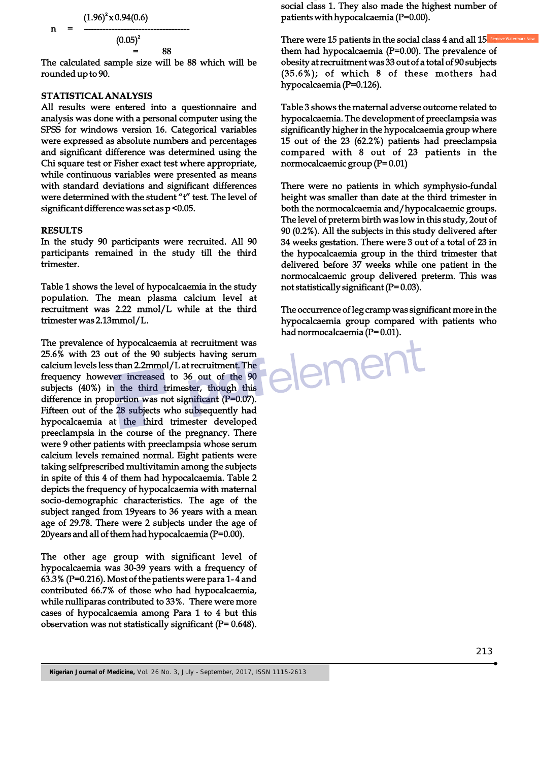$$n = \frac{(1.96)^2 \times 0.94(0.6)}{(0.05)^2} = 88$$

The calculated sample size will be 88 which will be rounded up to 90.

## STATISTICAL ANALYSIS

All results were entered into a questionnaire and analysis was done with a personal computer using the SPSS for windows version 16. Categorical variables were expressed as absolute numbers and percentages and significant difference was determined using the Chi square test or Fisher exact test where appropriate, while continuous variables were presented as means with standard deviations and significant differences were determined with the student "t" test. The level of significant difference was set as p <0.05.

## RESULTS

In the study 90 participants were recruited. All 90 participants remained in the study till the third trimester.

Table 1 shows the level of hypocalcaemia in the study population. The mean plasma calcium level at recruitment was 2.22 mmol/L while at the third trimester was 2.13mmol/L.

The prevalence of hypocalcaemia at recruitment was 25.6% with 23 out of the 90 subjects having serum calcium levels less than 2.2mmol/L at recruitment. The frequency however increased to 36 out of the 90 subjects (40%) in the third trimester, though this difference in proportion was not significant (P=0.07). Fifteen out of the 28 subjects who subsequently had hypocalcaemia at the third trimester developed preeclampsia in the course of the pregnancy. There were 9 other patients with preeclampsia whose serum calcium levels remained normal. Eight patients were taking selfprescribed multivitamin among the subjects in spite of this 4 of them had hypocalcaemia. Table 2 depicts the frequency of hypocalcaemia with maternal socio-demographic characteristics. The age of the subject ranged from 19years to 36 years with a mean age of 29.78. There were 2 subjects under the age of 20years and all of them had hypocalcaemia (P=0.00).

The other age group with significant level of hypocalcaemia was 30-39 years with a frequency of 63.3% (P=0.216). Most of the patients were para 1-4 and contributed 66.7% of those who had hypocalcaemia, while nulliparas contributed to 33%. There were more cases of hypocalcaemia among Para 1 to 4 but this observation was not statistically significant (P= 0.648).

social class 1. They also made the highest number of patients with hypocalcaemia (P=0.00).

There were 15 patients in the social class 4 and all 15 them had hypocalcaemia (P=0.00). The prevalence of obesity at recruitment was 33 out of a total of 90 subjects (35.6%); of which 8 of these mothers had hypocalcaemia (P=0.126).

Table 3 shows the maternal adverse outcome related to hypocalcaemia. The development of preeclampsia was significantly higher in the hypocalcaemia group where 15 out of the 23 (62.2%) patients had preeclampsia compared with 8 out of 23 patients in the normocalcaemic group (P= 0.01)

There were no patients in which symphysio-fundal height was smaller than date at the third trimester in both the normocalcaemia and/hypocalcaemic groups. The level of preterm birth was low in this study, 2out of 90 (0.2%). All the subjects in this study delivered after 34 weeks gestation. There were 3 out of a total of 23 in the hypocalcaemia group in the third trimester that delivered before 37 weeks while one patient in the normocalcaemic group delivered preterm. This was not statistically significant (P= 0.03).

The occurrence of leg cramp was significant more in the hypocalcaemia group compared with patients who had normocalcaemia (P= 0.01).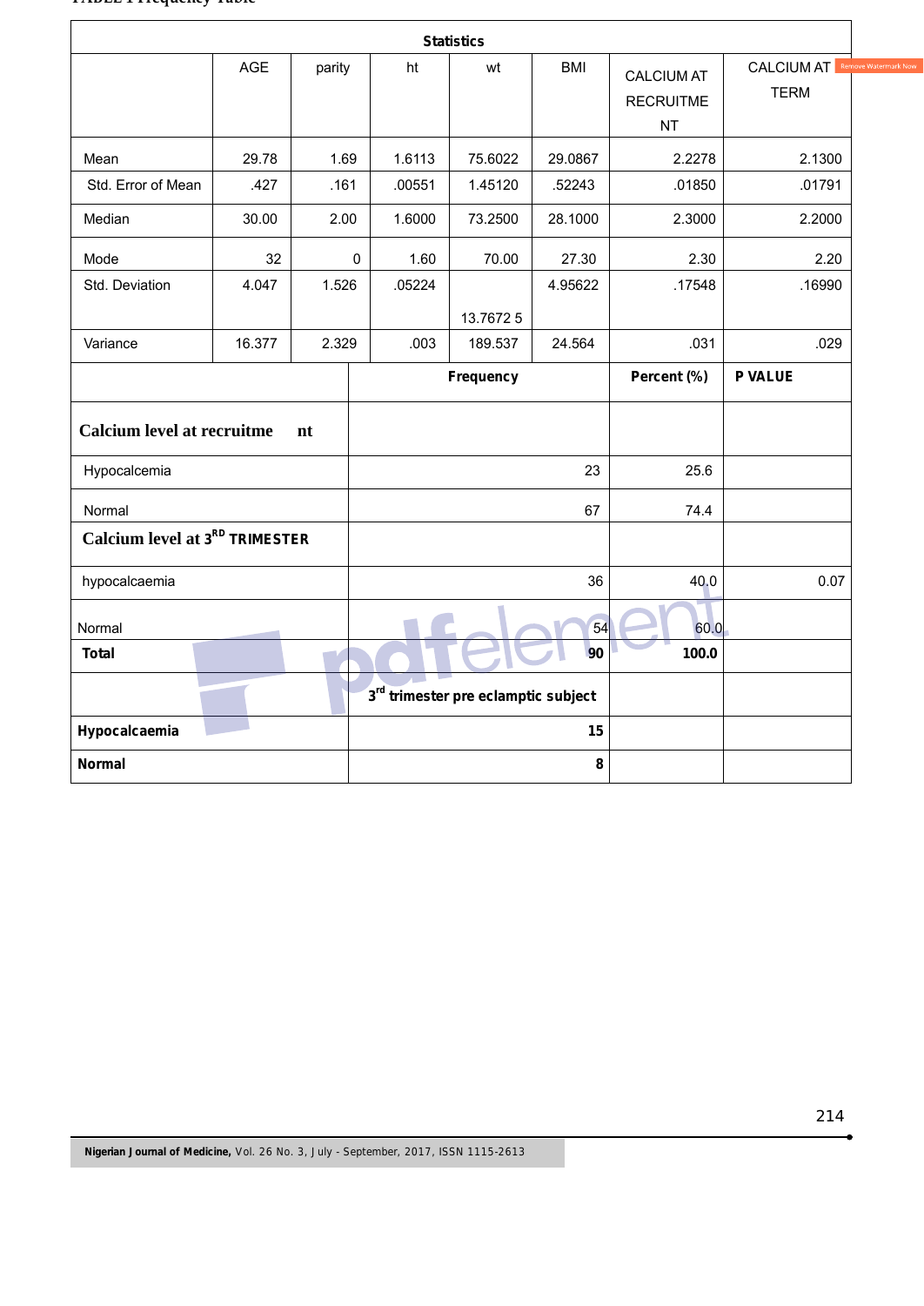| Statistics | | | | | | | |
|---|---|---|---|---|---|---|---|
| | AGE | parity | ht | wt | BMI | CALCIUM AT RECRUITMENT | CALCIUM AT TERM |
| Mean | 29.78 | 1.69 | 1.6113 | 75.6022 | 29.0867 | 2.2278 | 2.1300 |
| Std. Error of Mean | .427 | .161 | .00551 | 1.45120 | .52243 | .01850 | .01791 |
| Median | 30.00 | 2.00 | 1.6000 | 73.2500 | 28.1000 | 2.3000 | 2.2000 |
| Mode | 32 | 0 | 1.60 | 70.00 | 27.30 | 2.30 | 2.20 |
| Std. Deviation | 4.047 | 1.526 | .05224 | 13.7672 5 | 4.95622 | .17548 | .16990 |
| Variance | 16.377 | 2.329 | .003 | 189.537 | 24.564 | .031 | .029 |

| | Frequency | Percent (%) | P VALUE |
|---|---|---|---|
| **Calcium level at recruitment** | | | |
| Hypocalcemia | 23 | 25.6 | |
| Normal | 67 | 74.4 | |
| **Calcium level at 3RD TRIMESTER** | | | |
| hypocalcaemia | 36 | 40.0 | 0.07 |
| Normal | 54 | 60.0 | |
| **Total** | **90** | **100.0** | |
| | **3rd trimester pre eclamptic subject** | | |
| **Hypocalcaemia** | **15** | | |
| **Normal** | **8** | | |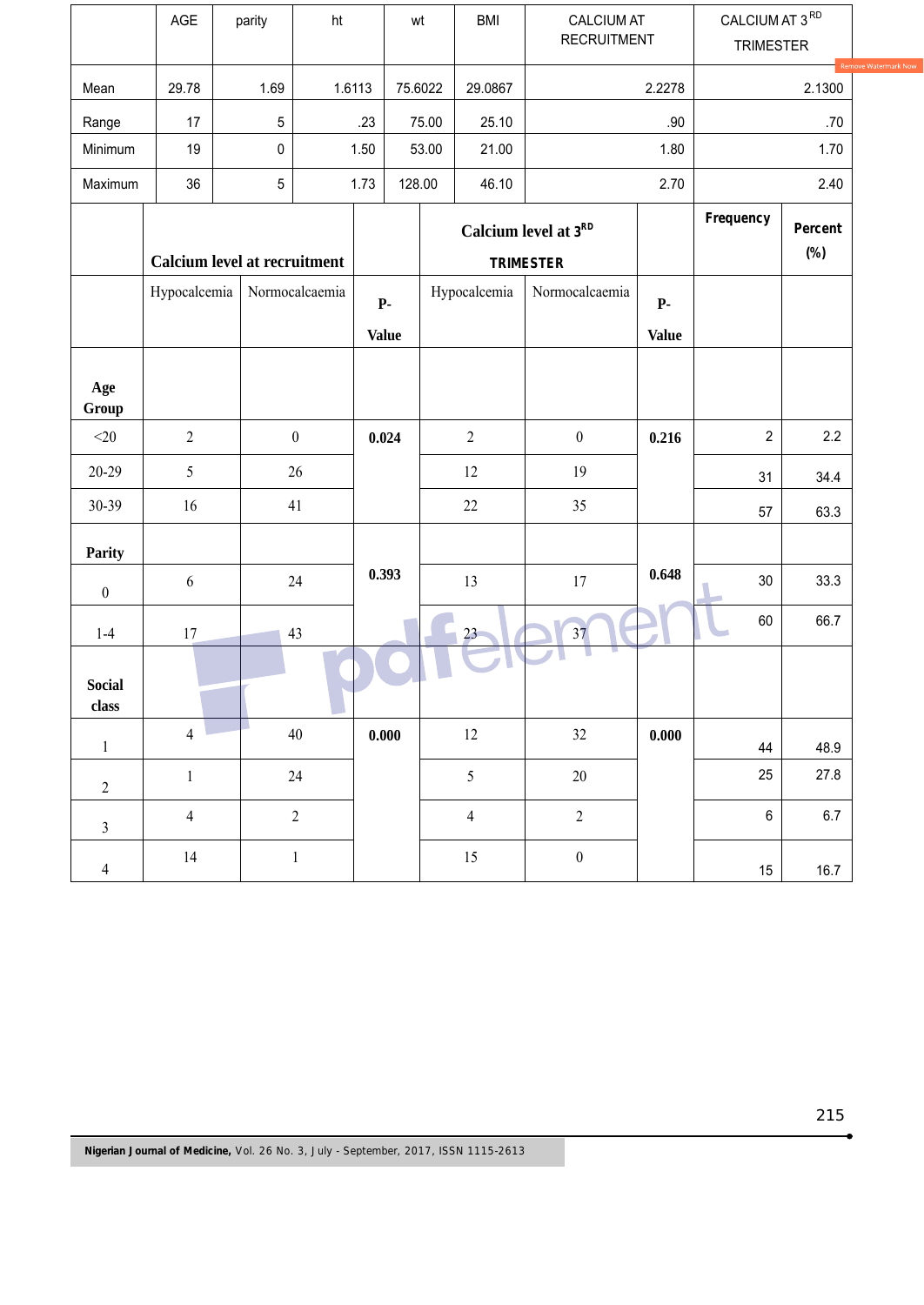|  | AGE | parity | ht | wt | BMI | CALCIUM AT RECRUITMENT | CALCIUM AT 3[RD] TRIMESTER |
|---|---|---|---|---|---|---|---|
| Mean | 29.78 | 1.69 | 1.6113 | 75.6022 | 29.0867 | 2.2278 | 2.1300 |
| Range | 17 | 5 | .23 | 75.00 | 25.10 | .90 | .70 |
| Minimum | 19 | 0 | 1.50 | 53.00 | 21.00 | 1.80 | 1.70 |
| Maximum | 36 | 5 | 1.73 | 128.00 | 46.10 | 2.70 | 2.40 |

|  | Calcium level at recruitment |  |  | Calcium level at 3[RD] TRIMESTER |  |  | Frequency | Percent (%) |
|---|---|---|---|---|---|---|---|---|
|  | Hypocalcemia | Normocalcaemia | P-Value | Hypocalcemia | Normocalcaemia | P-Value |  |  |
| **Age Group** |  |  |  |  |  |  |  |  |
| <20 | 2 | 0 | 0.024 | 2 | 0 | 0.216 | 2 | 2.2 |
| 20-29 | 5 | 26 |  | 12 | 19 |  | 31 | 34.4 |
| 30-39 | 16 | 41 |  | 22 | 35 |  | 57 | 63.3 |
| **Parity** |  |  |  |  |  |  |  |  |
| 0 | 6 | 24 | 0.393 | 13 | 17 | 0.648 | 30 | 33.3 |
| 1-4 | 17 | 43 |  | 23 | 37 |  | 60 | 66.7 |
| **Social class** |  |  |  |  |  |  |  |  |
| 1 | 4 | 40 | 0.000 | 12 | 32 | 0.000 | 44 | 48.9 |
| 2 | 1 | 24 |  | 5 | 20 |  | 25 | 27.8 |
| 3 | 4 | 2 |  | 4 | 2 |  | 6 | 6.7 |
| 4 | 14 | 1 |  | 15 | 0 |  | 15 | 16.7 |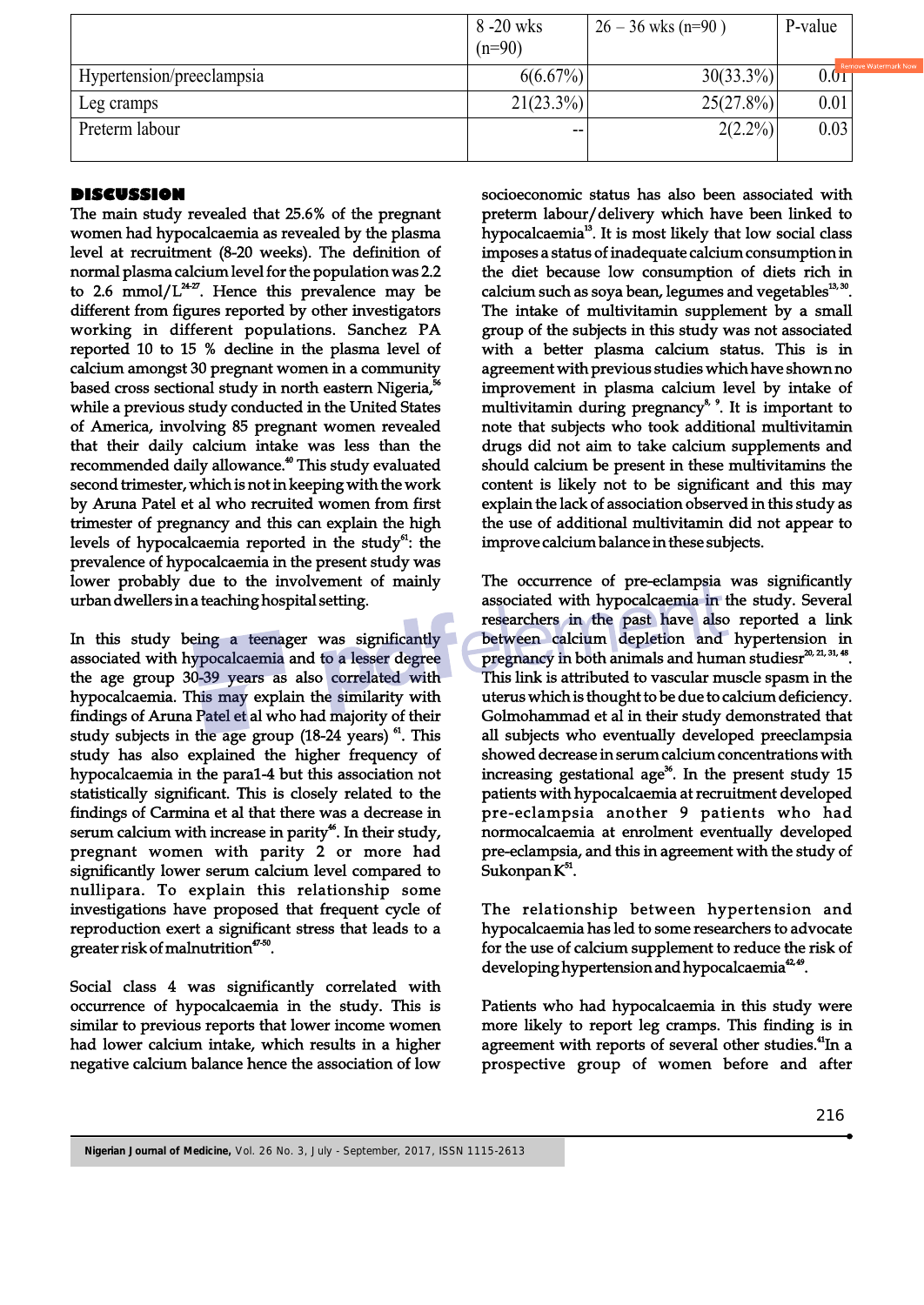| | 8 -20 wks (n=90) | 26 – 36 wks (n=90 ) | P-value |
|---|---|---|---|
| Hypertension/preeclampsia | 6(6.67%) | 30(33.3%) | 0.01 |
| Leg cramps | 21(23.3%) | 25(27.8%) | 0.01 |
| Preterm labour | -- | 2(2.2%) | 0.03 |

## DISCUSSION

The main study revealed that 25.6% of the pregnant women had hypocalcaemia as revealed by the plasma level at recruitment (8-20 weeks). The definition of normal plasma calcium level for the population was 2.2 to 2.6 mmol/L[24-27]. Hence this prevalence may be different from figures reported by other investigators working in different populations. Sanchez PA reported 10 to 15 % decline in the plasma level of calcium amongst 30 pregnant women in a community based cross sectional study in north eastern Nigeria,[56] while a previous study conducted in the United States of America, involving 85 pregnant women revealed that their daily calcium intake was less than the recommended daily allowance.[40] This study evaluated second trimester, which is not in keeping with the work by Aruna Patel et al who recruited women from first trimester of pregnancy and this can explain the high levels of hypocalcaemia reported in the study[61]: the prevalence of hypocalcaemia in the present study was lower probably due to the involvement of mainly urban dwellers in a teaching hospital setting.

In this study being a teenager was significantly associated with hypocalcaemia and to a lesser degree the age group 30-39 years as also correlated with hypocalcaemia. This may explain the similarity with findings of Aruna Patel et al who had majority of their study subjects in the age group (18-24 years) [61]. This study has also explained the higher frequency of hypocalcaemia in the para1-4 but this association not statistically significant. This is closely related to the findings of Carmina et al that there was a decrease in serum calcium with increase in parity[46]. In their study, pregnant women with parity 2 or more had significantly lower serum calcium level compared to nullipara. To explain this relationship some investigations have proposed that frequent cycle of reproduction exert a significant stress that leads to a greater risk of malnutrition[47-50].

Social class 4 was significantly correlated with occurrence of hypocalcaemia in the study. This is similar to previous reports that lower income women had lower calcium intake, which results in a higher negative calcium balance hence the association of low socioeconomic status has also been associated with preterm labour/delivery which have been linked to hypocalcaemia[13]. It is most likely that low social class imposes a status of inadequate calcium consumption in the diet because low consumption of diets rich in calcium such as soya bean, legumes and vegetables[13, 30]. The intake of multivitamin supplement by a small group of the subjects in this study was not associated with a better plasma calcium status. This is in agreement with previous studies which have shown no improvement in plasma calcium level by intake of multivitamin during pregnancy[8, 9]. It is important to note that subjects who took additional multivitamin drugs did not aim to take calcium supplements and should calcium be present in these multivitamins the content is likely not to be significant and this may explain the lack of association observed in this study as the use of additional multivitamin did not appear to improve calcium balance in these subjects.

The occurrence of pre-eclampsia was significantly associated with hypocalcaemia in the study. Several researchers in the past have also reported a link between calcium depletion and hypertension in pregnancy in both animals and human studies[20, 21, 31, 48]. This link is attributed to vascular muscle spasm in the uterus which is thought to be due to calcium deficiency. Golmohammad et al in their study demonstrated that all subjects who eventually developed preeclampsia showed decrease in serum calcium concentrations with increasing gestational age[36]. In the present study 15 patients with hypocalcaemia at recruitment developed pre-eclampsia another 9 patients who had normocalcaemia at enrolment eventually developed pre-eclampsia, and this in agreement with the study of Sukonpan K[51].

The relationship between hypertension and hypocalcaemia has led to some researchers to advocate for the use of calcium supplement to reduce the risk of developing hypertension and hypocalcaemia[42,49].

Patients who had hypocalcaemia in this study were more likely to report leg cramps. This finding is in agreement with reports of several other studies.[41]In a prospective group of women before and after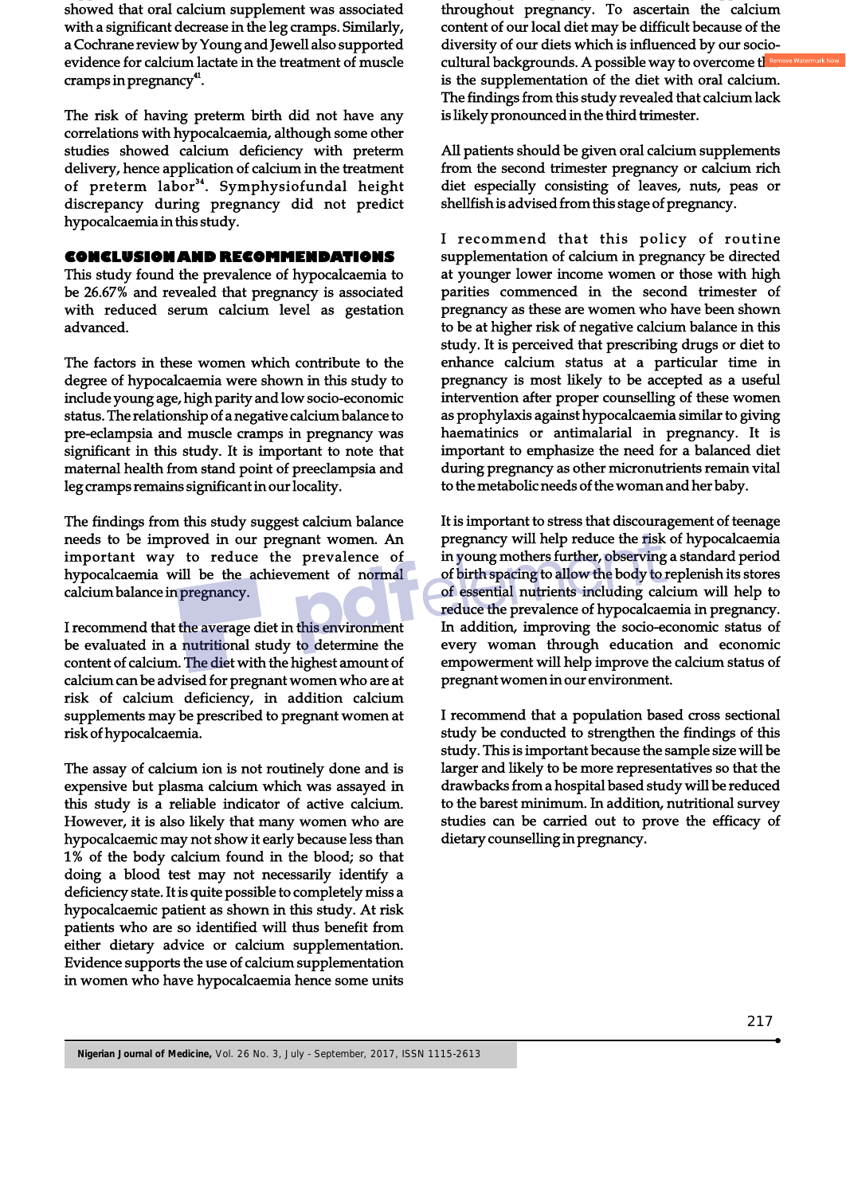showed that oral calcium supplement was associated with a significant decrease in the leg cramps. Similarly, a Cochrane review by Young and Jewell also supported evidence for calcium lactate in the treatment of muscle cramps in pregnancy[41].

The risk of having preterm birth did not have any correlations with hypocalcaemia, although some other studies showed calcium deficiency with preterm delivery, hence application of calcium in the treatment of preterm labor[34]. Symphysiofundal height discrepancy during pregnancy did not predict hypocalcaemia in this study.

## CONCLUSION AND RECOMMENDATIONS

This study found the prevalence of hypocalcaemia to be 26.67% and revealed that pregnancy is associated with reduced serum calcium level as gestation advanced.

The factors in these women which contribute to the degree of hypocalcaemia were shown in this study to include young age, high parity and low socio-economic status. The relationship of a negative calcium balance to pre-eclampsia and muscle cramps in pregnancy was significant in this study. It is important to note that maternal health from stand point of preeclampsia and leg cramps remains significant in our locality.

The findings from this study suggest calcium balance needs to be improved in our pregnant women. An important way to reduce the prevalence of hypocalcaemia will be the achievement of normal calcium balance in pregnancy.

I recommend that the average diet in this environment be evaluated in a nutritional study to determine the content of calcium. The diet with the highest amount of calcium can be advised for pregnant women who are at risk of calcium deficiency, in addition calcium supplements may be prescribed to pregnant women at risk of hypocalcaemia.

The assay of calcium ion is not routinely done and is expensive but plasma calcium which was assayed in this study is a reliable indicator of active calcium. However, it is also likely that many women who are hypocalcaemic may not show it early because less than 1% of the body calcium found in the blood; so that doing a blood test may not necessarily identify a deficiency state. It is quite possible to completely miss a hypocalcaemic patient as shown in this study. At risk patients who are so identified will thus benefit from either dietary advice or calcium supplementation. Evidence supports the use of calcium supplementation in women who have hypocalcaemia hence some units throughout pregnancy. To ascertain the calcium content of our local diet may be difficult because of the diversity of our diets which is influenced by our socio-cultural backgrounds. A possible way to overcome this is the supplementation of the diet with oral calcium. The findings from this study revealed that calcium lack is likely pronounced in the third trimester.

All patients should be given oral calcium supplements from the second trimester pregnancy or calcium rich diet especially consisting of leaves, nuts, peas or shellfish is advised from this stage of pregnancy.

I recommend that this policy of routine supplementation of calcium in pregnancy be directed at younger lower income women or those with high parities commenced in the second trimester of pregnancy as these are women who have been shown to be at higher risk of negative calcium balance in this study. It is perceived that prescribing drugs or diet to enhance calcium status at a particular time in pregnancy is most likely to be accepted as a useful intervention after proper counselling of these women as prophylaxis against hypocalcaemia similar to giving haematinics or antimalarial in pregnancy. It is important to emphasize the need for a balanced diet during pregnancy as other micronutrients remain vital to the metabolic needs of the woman and her baby.

It is important to stress that discouragement of teenage pregnancy will help reduce the risk of hypocalcaemia in young mothers further, observing a standard period of birth spacing to allow the body to replenish its stores of essential nutrients including calcium will help to reduce the prevalence of hypocalcaemia in pregnancy. In addition, improving the socio-economic status of every woman through education and economic empowerment will help improve the calcium status of pregnant women in our environment.

I recommend that a population based cross sectional study be conducted to strengthen the findings of this study. This is important because the sample size will be larger and likely to be more representatives so that the drawbacks from a hospital based study will be reduced to the barest minimum. In addition, nutritional survey studies can be carried out to prove the efficacy of dietary counselling in pregnancy.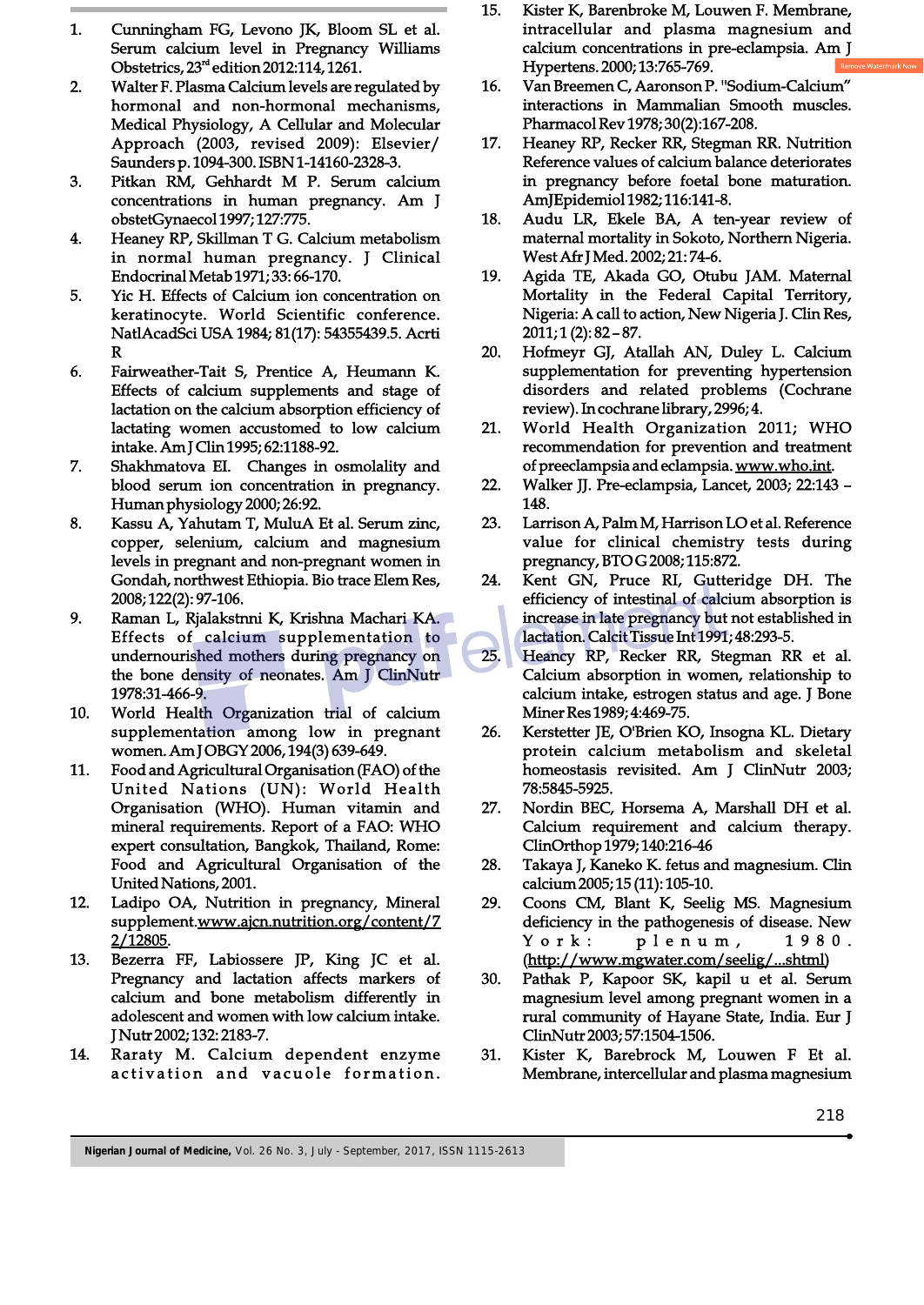1. Cunningham FG, Levono JK, Bloom SL et al. Serum calcium level in Pregnancy Williams Obstetrics, 23[rd] edition 2012:114, 1261.
2. Walter F. Plasma Calcium levels are regulated by hormonal and non-hormonal mechanisms, Medical Physiology, A Cellular and Molecular Approach (2003, revised 2009): Elsevier/ Saunders p. 1094-300. ISBN 1-14160-2328-3.
3. Pitkan RM, Gehhardt M P. Serum calcium concentrations in human pregnancy. Am J obstetGynaecol 1997; 127:775.
4. Heaney RP, Skillman T G. Calcium metabolism in normal human pregnancy. J Clinical Endocrinal Metab 1971; 33: 66-170.
5. Yic H. Effects of Calcium ion concentration on keratinocyte. World Scientific conference. NatlAcadSci USA 1984; 81(17): 54355439.5. Acrti R
6. Fairweather-Tait S, Prentice A, Heumann K. Effects of calcium supplements and stage of lactation on the calcium absorption efficiency of lactating women accustomed to low calcium intake. Am J Clin 1995; 62:1188-92.
7. Shakhmatova EI. Changes in osmolality and blood serum ion concentration in pregnancy. Human physiology 2000; 26:92.
8. Kassu A, Yahutam T, MuluA Et al. Serum zinc, copper, selenium, calcium and magnesium levels in pregnant and non-pregnant women in Gondah, northwest Ethiopia. Bio trace Elem Res, 2008; 122(2): 97-106.
9. Raman L, Rjalakstnni K, Krishna Machari KA. Effects of calcium supplementation to undernourished mothers during pregnancy on the bone density of neonates. Am J ClinNutr 1978:31-466-9.
10. World Health Organization trial of calcium supplementation among low in pregnant women. Am J OBGY 2006, 194(3) 639-649.
11. Food and Agricultural Organisation (FAO) of the United Nations (UN): World Health Organisation (WHO). Human vitamin and mineral requirements. Report of a FAO: WHO expert consultation, Bangkok, Thailand, Rome: Food and Agricultural Organisation of the United Nations, 2001.
12. Ladipo OA, Nutrition in pregnancy, Mineral supplement. www.ajcn.nutrition.org/content/72/12805.
13. Bezerra FF, Labiossere JP, King JC et al. Pregnancy and lactation affects markers of calcium and bone metabolism differently in adolescent and women with low calcium intake. J Nutr 2002; 132: 2183-7.
14. Raraty M. Calcium dependent enzyme activation and vacuole formation.
15. Kister K, Barenbroke M, Louwen F. Membrane, intracellular and plasma magnesium and calcium concentrations in pre-eclampsia. Am J Hypertens. 2000; 13:765-769.
16. Van Breemen C, Aaronson P. "Sodium-Calcium" interactions in Mammalian Smooth muscles. Pharmacol Rev 1978; 30(2):167-208.
17. Heaney RP, Recker RR, Stegman RR. Nutrition Reference values of calcium balance deteriorates in pregnancy before foetal bone maturation. AmJEpidemiol 1982; 116:141-8.
18. Audu LR, Ekele BA, A ten-year review of maternal mortality in Sokoto, Northern Nigeria. West Afr J Med. 2002; 21: 74-6.
19. Agida TE, Akada GO, Otubu JAM. Maternal Mortality in the Federal Capital Territory, Nigeria: A call to action, New Nigeria J. Clin Res, 2011; 1 (2): 82 – 87.
20. Hofmeyr GJ, Atallah AN, Duley L. Calcium supplementation for preventing hypertension disorders and related problems (Cochrane review). In cochrane library, 2996; 4.
21. World Health Organization 2011; WHO recommendation for prevention and treatment of preeclampsia and eclampsia. www.who.int.
22. Walker JJ. Pre-eclampsia, Lancet, 2003; 22:143 – 148.
23. Larrison A, Palm M, Harrison LO et al. Reference value for clinical chemistry tests during pregnancy, BTO G 2008; 115:872.
24. Kent GN, Pruce RI, Gutteridge DH. The efficiency of intestinal of calcium absorption is increase in late pregnancy but not established in lactation. Calcit Tissue Int 1991; 48:293-5.
25. Heany RP, Recker RR, Stegman RR et al. Calcium absorption in women, relationship to calcium intake, estrogen status and age. J Bone Miner Res 1989; 4:469-75.
26. Kerstetter JE, O'Brien KO, Insogna KL. Dietary protein calcium metabolism and skeletal homeostasis revisited. Am J ClinNutr 2003; 78:5845-5925.
27. Nordin BEC, Horsema A, Marshall DH et al. Calcium requirement and calcium therapy. ClinOrthop 1979; 140:216-46
28. Takaya J, Kaneko K. fetus and magnesium. Clin calcium 2005; 15 (11): 105-10.
29. Coons CM, Blant K, Seelig MS. Magnesium deficiency in the pathogenesis of disease. New York: plenum, 1980. (http://www.mgwater.com/seelig/...shtml)
30. Pathak P, Kapoor SK, kapil u et al. Serum magnesium level among pregnant women in a rural community of Hayane State, India. Eur J ClinNutr 2003; 57:1504-1506.
31. Kister K, Barebrock M, Louwen F Et al. Membrane, intercellular and plasma magnesium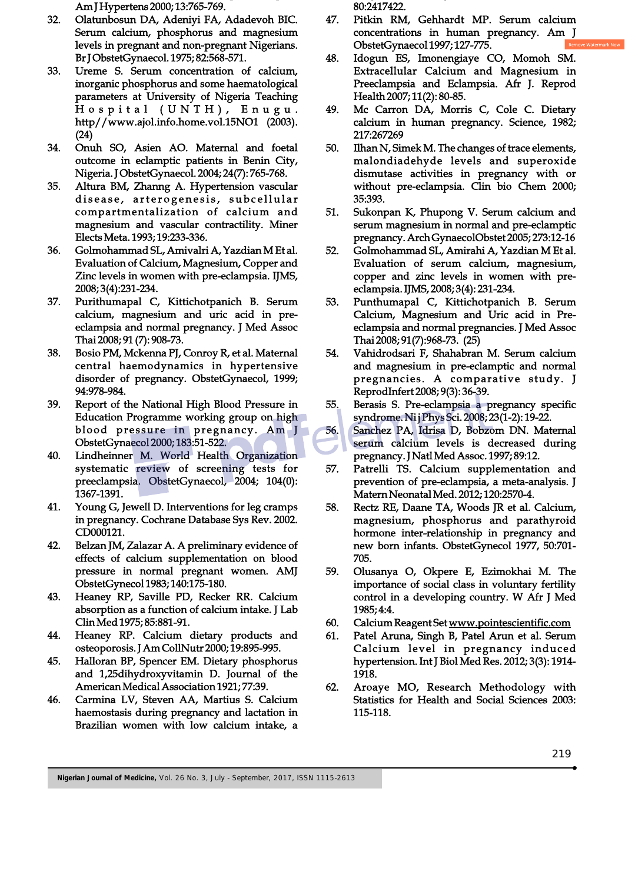Am J Hypertens 2000; 13:765-769.

32. Olatunbosun DA, Adeniyi FA, Adadevoh BIC. Serum calcium, phosphorus and magnesium levels in pregnant and non-pregnant Nigerians. Br J ObstetGynaecol. 1975; 82:568-571.
33. Ureme S. Serum concentration of calcium, inorganic phosphorus and some haematological parameters at University of Nigeria Teaching Hospital (UNTH), Enugu. http//www.ajol.info.home.vol.15NO1 (2003). (24)
34. Onuh SO, Asien AO. Maternal and foetal outcome in eclamptic patients in Benin City, Nigeria. J ObstetGynaecol. 2004; 24(7): 765-768.
35. Altura BM, Zhanng A. Hypertension vascular disease, arterogenesis, subcellular compartmentalization of calcium and magnesium and vascular contractility. Miner Elects Meta. 1993; 19:233-336.
36. Golmohammad SL, Amivalri A, Yazdian M Et al. Evaluation of Calcium, Magnesium, Copper and Zinc levels in women with pre-eclampsia. IJMS, 2008; 3(4):231-234.
37. Purithumapal C, Kittichotpanich B. Serum calcium, magnesium and uric acid in pre-eclampsia and normal pregnancy. J Med Assoc Thai 2008; 91 (7): 908-73.
38. Bosio PM, Mckenna PJ, Conroy R, et al. Maternal central haemodynamics in hypertensive disorder of pregnancy. ObstetGynaecol, 1999; 94:978-984.
39. Report of the National High Blood Pressure in Education Programme working group on high blood pressure in pregnancy. Am J ObstetGynaecol 2000; 183:51-522.
40. Lindheinner M. World Health Organization systematic review of screening tests for preeclampsia. ObstetGynaecol, 2004; 104(0): 1367-1391.
41. Young G, Jewell D. Interventions for leg cramps in pregnancy. Cochrane Database Sys Rev. 2002. CD000121.
42. Belzan JM, Zalazar A. A preliminary evidence of effects of calcium supplementation on blood pressure in normal pregnant women. AMJ ObstetGynecol 1983; 140:175-180.
43. Heaney RP, Saville PD, Recker RR. Calcium absorption as a function of calcium intake. J Lab Clin Med 1975; 85:881-91.
44. Heaney RP. Calcium dietary products and osteoporosis. J Am CollNutr 2000; 19:895-995.
45. Halloran BP, Spencer EM. Dietary phosphorus and 1,25dihydroxyvitamin D. Journal of the American Medical Association 1921; 77:39.
46. Carmina LV, Steven AA, Martius S. Calcium haemostasis during pregnancy and lactation in Brazilian women with low calcium intake, a 80:2417422.
47. Pitkin RM, Gehhardt MP. Serum calcium concentrations in human pregnancy. Am J ObstetGynaecol 1997; 127-775.
48. Idogun ES, Imonengiaye CO, Momoh SM. Extracellular Calcium and Magnesium in Preeclampsia and Eclampsia. Afr J. Reprod Health 2007; 11(2): 80-85.
49. Mc Carron DA, Morris C, Cole C. Dietary calcium in human pregnancy. Science, 1982; 217:267269
50. Ilhan N, Simek M. The changes of trace elements, malondiadehyde levels and superoxide dismutase activities in pregnancy with or without pre-eclampsia. Clin bio Chem 2000; 35:393.
51. Sukonpan K, Phupong V. Serum calcium and serum magnesium in normal and pre-eclamptic pregnancy. Arch GynaecolObstet 2005; 273:12-16
52. Golmohammad SL, Amirahi A, Yazdian M Et al. Evaluation of serum calcium, magnesium, copper and zinc levels in women with pre-eclampsia. IJMS, 2008; 3(4): 231-234.
53. Punthumapal C, Kittichotpanich B. Serum Calcium, Magnesium and Uric acid in Pre-eclampsia and normal pregnancies. J Med Assoc Thai 2008; 91(7):968-73. (25)
54. Vahidrodsari F, Shahabran M. Serum calcium and magnesium in pre-eclamptic and normal pregnancies. A comparative study. J ReprodInfert 2008; 9(3): 36-39.
55. Berasis S. Pre-eclampsia a pregnancy specific syndrome. Nij Phys Sci. 2008; 23(1-2): 19-22.
56. Sanchez PA, Idrisa D, Bobzom DN. Maternal serum calcium levels is decreased during pregnancy. J Natl Med Assoc. 1997; 89:12.
57. Patrelli TS. Calcium supplementation and prevention of pre-eclampsia, a meta-analysis. J Matern Neonatal Med. 2012; 120:2570-4.
58. Rectz RE, Daane TA, Woods JR et al. Calcium, magnesium, phosphorus and parathyroid hormone inter-relationship in pregnancy and new born infants. ObstetGynecol 1977, 50:701-705.
59. Olusanya O, Okpere E, Ezimokhai M. The importance of social class in voluntary fertility control in a developing country. W Afr J Med 1985; 4:4.
60. Calcium Reagent Set www.pointescientific.com
61. Patel Aruna, Singh B, Patel Arun et al. Serum Calcium level in pregnancy induced hypertension. Int J Biol Med Res. 2012; 3(3): 1914-1918.
62. Aroaye MO, Research Methodology with Statistics for Health and Social Sciences 2003: 115-118.